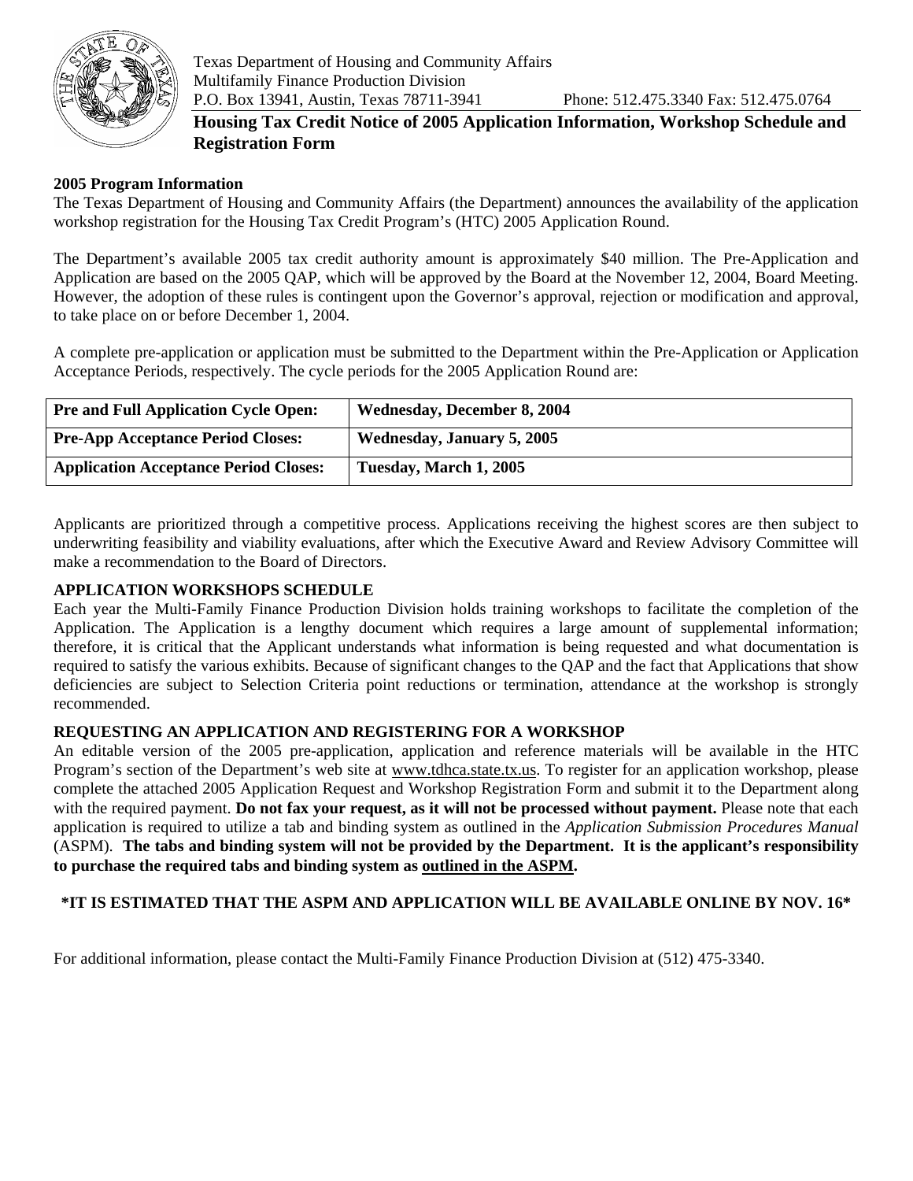Texas Department of Housing and Community Affairs
Multifamily Finance Production Division
P.O. Box 13941, Austin, Texas 78711-3941 Phone: 512.475.3340 Fax: 512.475.0764

# Housing Tax Credit Notice of 2005 Application Information, Workshop Schedule and Registration Form

**2005 Program Information**

The Texas Department of Housing and Community Affairs (the Department) announces the availability of the application workshop registration for the Housing Tax Credit Program's (HTC) 2005 Application Round.

The Department's available 2005 tax credit authority amount is approximately $40 million. The Pre-Application and Application are based on the 2005 QAP, which will be approved by the Board at the November 12, 2004, Board Meeting. However, the adoption of these rules is contingent upon the Governor's approval, rejection or modification and approval, to take place on or before December 1, 2004.

A complete pre-application or application must be submitted to the Department within the Pre-Application or Application Acceptance Periods, respectively. The cycle periods for the 2005 Application Round are:

| **Pre and Full Application Cycle Open:** | **Wednesday, December 8, 2004** |
|---|---|
| **Pre-App Acceptance Period Closes:** | **Wednesday, January 5, 2005** |
| **Application Acceptance Period Closes:** | **Tuesday, March 1, 2005** |

Applicants are prioritized through a competitive process. Applications receiving the highest scores are then subject to underwriting feasibility and viability evaluations, after which the Executive Award and Review Advisory Committee will make a recommendation to the Board of Directors.

**APPLICATION WORKSHOPS SCHEDULE**

Each year the Multi-Family Finance Production Division holds training workshops to facilitate the completion of the Application. The Application is a lengthy document which requires a large amount of supplemental information; therefore, it is critical that the Applicant understands what information is being requested and what documentation is required to satisfy the various exhibits. Because of significant changes to the QAP and the fact that Applications that show deficiencies are subject to Selection Criteria point reductions or termination, attendance at the workshop is strongly recommended.

**REQUESTING AN APPLICATION AND REGISTERING FOR A WORKSHOP**

An editable version of the 2005 pre-application, application and reference materials will be available in the HTC Program's section of the Department's web site at www.tdhca.state.tx.us. To register for an application workshop, please complete the attached 2005 Application Request and Workshop Registration Form and submit it to the Department along with the required payment. **Do not fax your request, as it will not be processed without payment.** Please note that each application is required to utilize a tab and binding system as outlined in the *Application Submission Procedures Manual* (ASPM). **The tabs and binding system will not be provided by the Department. It is the applicant's responsibility to purchase the required tabs and binding system as outlined in the ASPM.**

**\*IT IS ESTIMATED THAT THE ASPM AND APPLICATION WILL BE AVAILABLE ONLINE BY NOV. 16\***

For additional information, please contact the Multi-Family Finance Production Division at (512) 475-3340.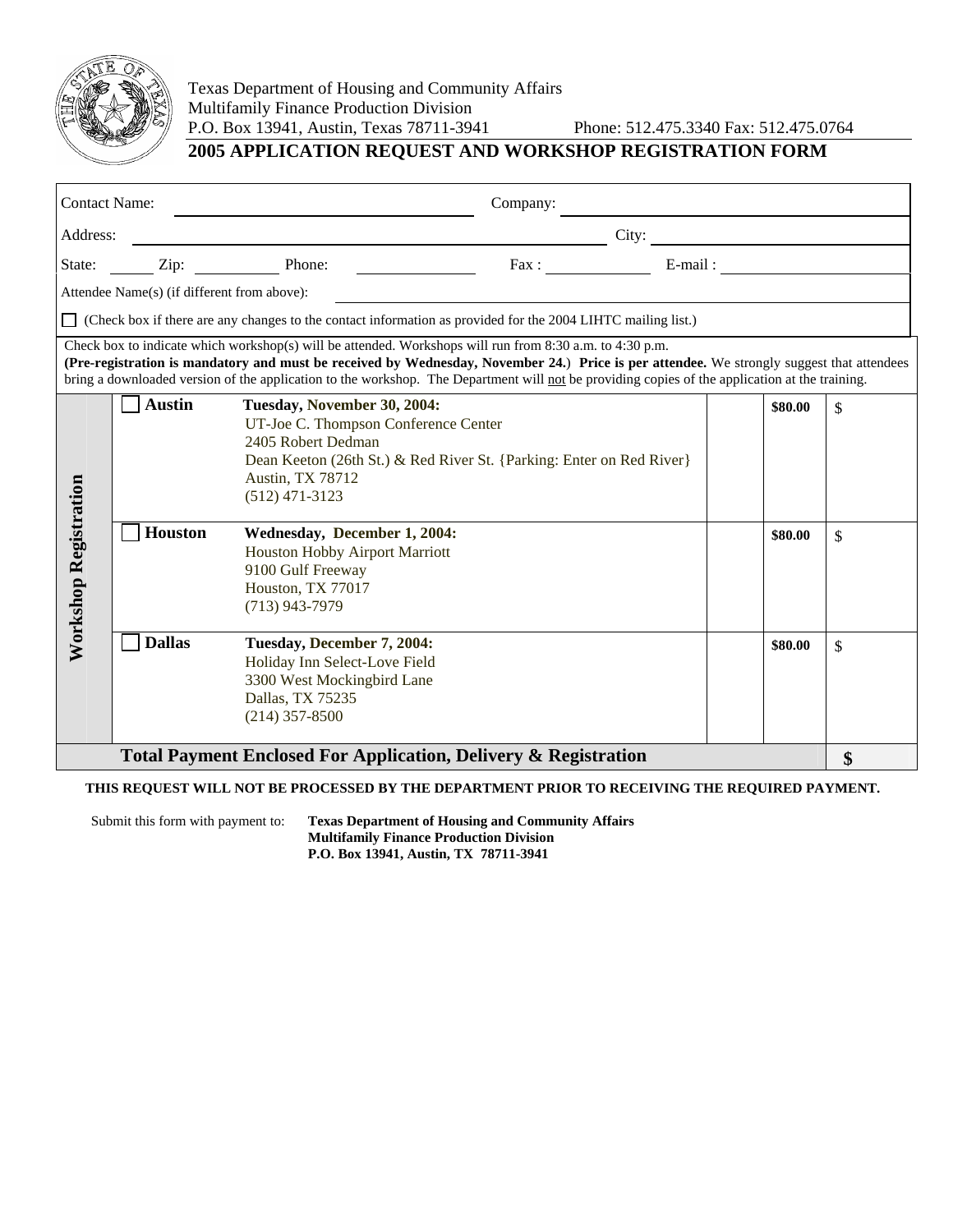Texas Department of Housing and Community Affairs
Multifamily Finance Production Division
P.O. Box 13941, Austin, Texas 78711-3941 Phone: 512.475.3340 Fax: 512.475.0764

# 2005 APPLICATION REQUEST AND WORKSHOP REGISTRATION FORM

Contact Name: ____________________ Company: ____________________

Address: ____________________ City: ____________________

State: ______ Zip: __________ Phone: ______________ Fax : ____________ E-mail : ____________________

Attendee Name(s) (if different from above): ____________________

☐ (Check box if there are any changes to the contact information as provided for the 2004 LIHTC mailing list.)

Check box to indicate which workshop(s) will be attended. Workshops will run from 8:30 a.m. to 4:30 p.m. **(Pre-registration is mandatory and must be received by Wednesday, November 24.)** **Price is per attendee.** We strongly suggest that attendees bring a downloaded version of the application to the workshop. The Department will not be providing copies of the application at the training.

| | | | | | |
|---|---|---|---|---|---|
| **Workshop Registration** | ☐ **Austin** | **Tuesday, November 30, 2004:**<br>UT-Joe C. Thompson Conference Center<br>2405 Robert Dedman<br>Dean Keeton (26th St.) & Red River St. {Parking: Enter on Red River}<br>Austin, TX 78712<br>(512) 471-3123 | | **$80.00** | $ |
| | ☐ **Houston** | **Wednesday, December 1, 2004:**<br>Houston Hobby Airport Marriott<br>9100 Gulf Freeway<br>Houston, TX 77017<br>(713) 943-7979 | | **$80.00** | $ |
| | ☐ **Dallas** | **Tuesday, December 7, 2004:**<br>Holiday Inn Select-Love Field<br>3300 West Mockingbird Lane<br>Dallas, TX 75235<br>(214) 357-8500 | | **$80.00** | $ |
| **Total Payment Enclosed For Application, Delivery & Registration** | | | | | **$** |

**THIS REQUEST WILL NOT BE PROCESSED BY THE DEPARTMENT PRIOR TO RECEIVING THE REQUIRED PAYMENT.**

Submit this form with payment to: **Texas Department of Housing and Community Affairs**
**Multifamily Finance Production Division**
**P.O. Box 13941, Austin, TX 78711-3941**